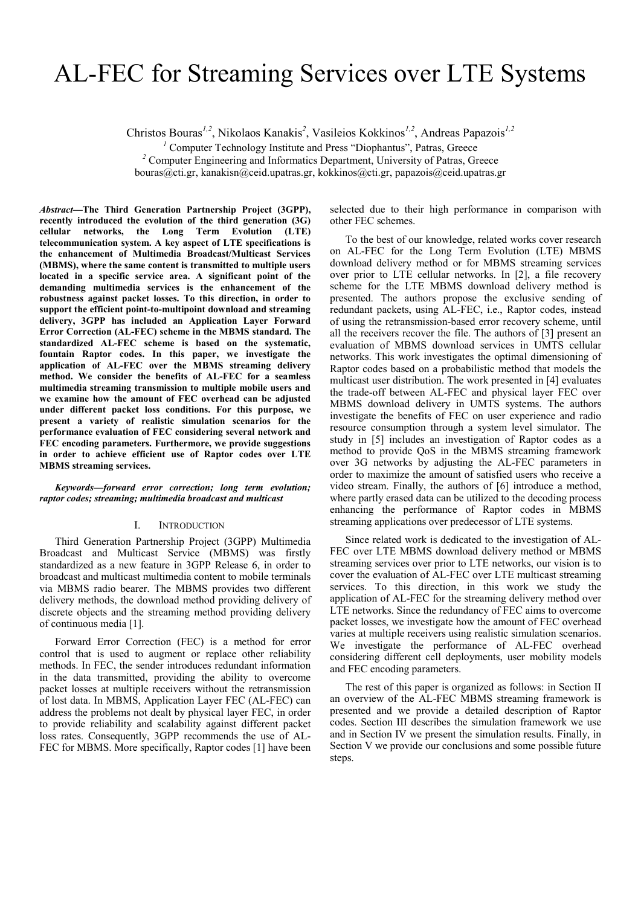# AL-FEC for Streaming Services over LTE Systems

Christos Bouras[1,2], Nikolaos Kanakis[2], Vasileios Kokkinos[1,2], Andreas Papazois[1,2]

[1] Computer Technology Institute and Press "Diophantus", Patras, Greece
[2] Computer Engineering and Informatics Department, University of Patras, Greece
bouras@cti.gr, kanakisn@ceid.upatras.gr, kokkinos@cti.gr, papazois@ceid.upatras.gr

***Abstract*—The Third Generation Partnership Project (3GPP), recently introduced the evolution of the third generation (3G) cellular networks, the Long Term Evolution (LTE) telecommunication system. A key aspect of LTE specifications is the enhancement of Multimedia Broadcast/Multicast Services (MBMS), where the same content is transmitted to multiple users located in a specific service area. A significant point of the demanding multimedia services is the enhancement of the robustness against packet losses. To this direction, in order to support the efficient point-to-multipoint download and streaming delivery, 3GPP has included an Application Layer Forward Error Correction (AL-FEC) scheme in the MBMS standard. The standardized AL-FEC scheme is based on the systematic, fountain Raptor codes. In this paper, we investigate the application of AL-FEC over the MBMS streaming delivery method. We consider the benefits of AL-FEC for a seamless multimedia streaming transmission to multiple mobile users and we examine how the amount of FEC overhead can be adjusted under different packet loss conditions. For this purpose, we present a variety of realistic simulation scenarios for the performance evaluation of FEC considering several network and FEC encoding parameters. Furthermore, we provide suggestions in order to achieve efficient use of Raptor codes over LTE MBMS streaming services.**

***Keywords—forward error correction; long term evolution; raptor codes; streaming; multimedia broadcast and multicast***

## I. Introduction

Third Generation Partnership Project (3GPP) Multimedia Broadcast and Multicast Service (MBMS) was firstly standardized as a new feature in 3GPP Release 6, in order to broadcast and multicast multimedia content to mobile terminals via MBMS radio bearer. The MBMS provides two different delivery methods, the download method providing delivery of discrete objects and the streaming method providing delivery of continuous media [1].

Forward Error Correction (FEC) is a method for error control that is used to augment or replace other reliability methods. In FEC, the sender introduces redundant information in the data transmitted, providing the ability to overcome packet losses at multiple receivers without the retransmission of lost data. In MBMS, Application Layer FEC (AL-FEC) can address the problems not dealt by physical layer FEC, in order to provide reliability and scalability against different packet loss rates. Consequently, 3GPP recommends the use of AL-FEC for MBMS. More specifically, Raptor codes [1] have been selected due to their high performance in comparison with other FEC schemes.

To the best of our knowledge, related works cover research on AL-FEC for the Long Term Evolution (LTE) MBMS download delivery method or for MBMS streaming services over prior to LTE cellular networks. In [2], a file recovery scheme for the LTE MBMS download delivery method is presented. The authors propose the exclusive sending of redundant packets, using AL-FEC, i.e., Raptor codes, instead of using the retransmission-based error recovery scheme, until all the receivers recover the file. The authors of [3] present an evaluation of MBMS download services in UMTS cellular networks. This work investigates the optimal dimensioning of Raptor codes based on a probabilistic method that models the multicast user distribution. The work presented in [4] evaluates the trade-off between AL-FEC and physical layer FEC over MBMS download delivery in UMTS systems. The authors investigate the benefits of FEC on user experience and radio resource consumption through a system level simulator. The study in [5] includes an investigation of Raptor codes as a method to provide QoS in the MBMS streaming framework over 3G networks by adjusting the AL-FEC parameters in order to maximize the amount of satisfied users who receive a video stream. Finally, the authors of [6] introduce a method, where partly erased data can be utilized to the decoding process enhancing the performance of Raptor codes in MBMS streaming applications over predecessor of LTE systems.

Since related work is dedicated to the investigation of AL-FEC over LTE MBMS download delivery method or MBMS streaming services over prior to LTE networks, our vision is to cover the evaluation of AL-FEC over LTE multicast streaming services. To this direction, in this work we study the application of AL-FEC for the streaming delivery method over LTE networks. Since the redundancy of FEC aims to overcome packet losses, we investigate how the amount of FEC overhead varies at multiple receivers using realistic simulation scenarios. We investigate the performance of AL-FEC overhead considering different cell deployments, user mobility models and FEC encoding parameters.

The rest of this paper is organized as follows: in Section II an overview of the AL-FEC MBMS streaming framework is presented and we provide a detailed description of Raptor codes. Section III describes the simulation framework we use and in Section IV we present the simulation results. Finally, in Section V we provide our conclusions and some possible future steps.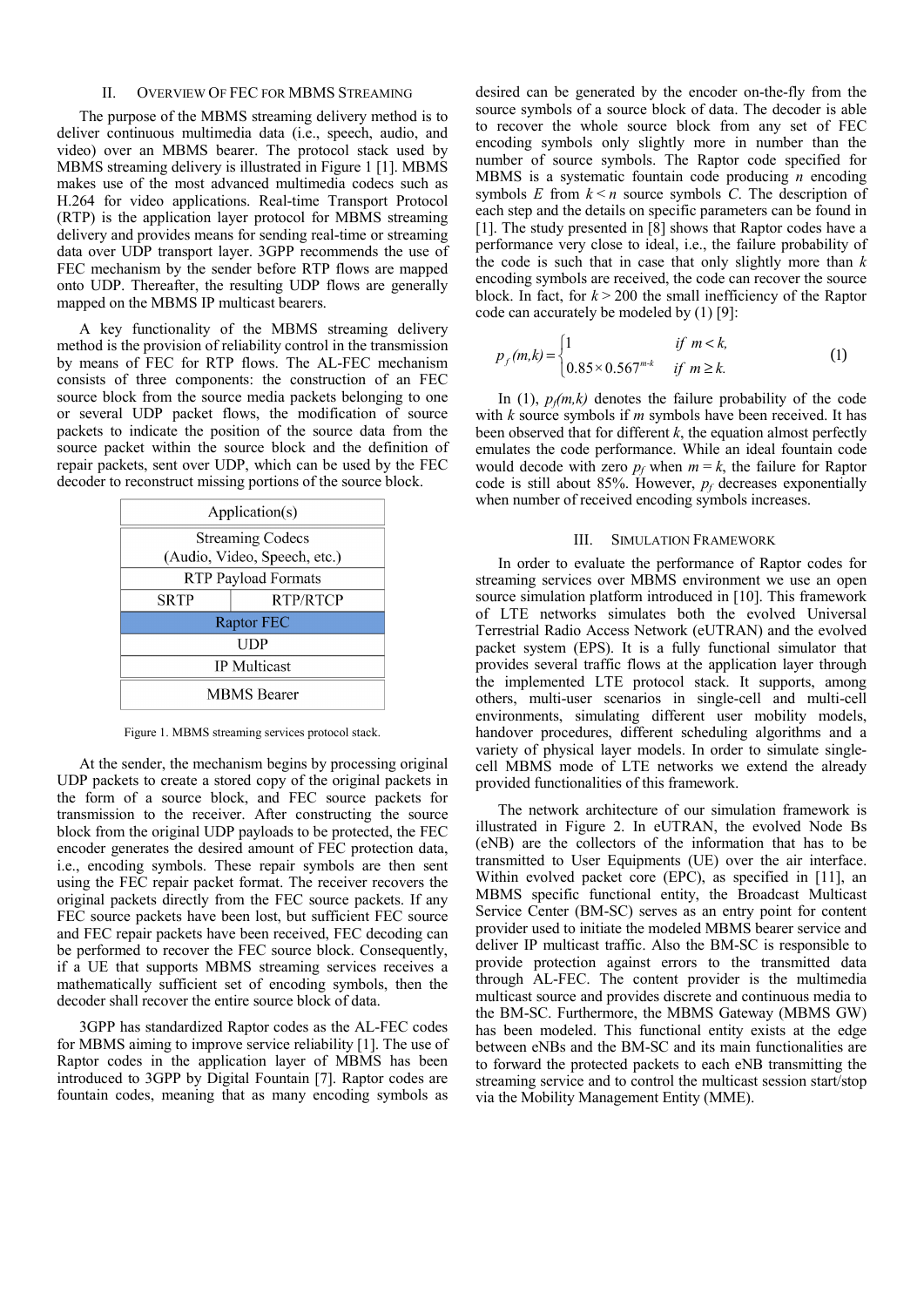## II. Overview Of FEC for MBMS Streaming

The purpose of the MBMS streaming delivery method is to deliver continuous multimedia data (i.e., speech, audio, and video) over an MBMS bearer. The protocol stack used by MBMS streaming delivery is illustrated in Figure 1 [1]. MBMS makes use of the most advanced multimedia codecs such as H.264 for video applications. Real-time Transport Protocol (RTP) is the application layer protocol for MBMS streaming delivery and provides means for sending real-time or streaming data over UDP transport layer. 3GPP recommends the use of FEC mechanism by the sender before RTP flows are mapped onto UDP. Thereafter, the resulting UDP flows are generally mapped on the MBMS IP multicast bearers.

A key functionality of the MBMS streaming delivery method is the provision of reliability control in the transmission by means of FEC for RTP flows. The AL-FEC mechanism consists of three components: the construction of an FEC source block from the source media packets belonging to one or several UDP packet flows, the modification of source packets to indicate the position of the source data from the source packet within the source block and the definition of repair packets, sent over UDP, which can be used by the FEC decoder to reconstruct missing portions of the source block.

| Application(s) | |
|---|---|
| Streaming Codecs (Audio, Video, Speech, etc.) | |
| RTP Payload Formats | |
| SRTP | RTP/RTCP |
| Raptor FEC | |
| UDP | |
| IP Multicast | |
| MBMS Bearer | |

Figure 1. MBMS streaming services protocol stack.

At the sender, the mechanism begins by processing original UDP packets to create a stored copy of the original packets in the form of a source block, and FEC source packets for transmission to the receiver. After constructing the source block from the original UDP payloads to be protected, the FEC encoder generates the desired amount of FEC protection data, i.e., encoding symbols. These repair symbols are then sent using the FEC repair packet format. The receiver recovers the original packets directly from the FEC source packets. If any FEC source packets have been lost, but sufficient FEC source and FEC repair packets have been received, FEC decoding can be performed to recover the FEC source block. Consequently, if a UE that supports MBMS streaming services receives a mathematically sufficient set of encoding symbols, then the decoder shall recover the entire source block of data.

3GPP has standardized Raptor codes as the AL-FEC codes for MBMS aiming to improve service reliability [1]. The use of Raptor codes in the application layer of MBMS has been introduced to 3GPP by Digital Fountain [7]. Raptor codes are fountain codes, meaning that as many encoding symbols as desired can be generated by the encoder on-the-fly from the source symbols of a source block of data. The decoder is able to recover the whole source block from any set of FEC encoding symbols only slightly more in number than the number of source symbols. The Raptor code specified for MBMS is a systematic fountain code producing $n$ encoding symbols $E$ from $k < n$ source symbols $C$. The description of each step and the details on specific parameters can be found in [1]. The study presented in [8] shows that Raptor codes have a performance very close to ideal, i.e., the failure probability of the code is such that in case that only slightly more than $k$ encoding symbols are received, the code can recover the source block. In fact, for $k > 200$ the small inefficiency of the Raptor code can accurately be modeled by (1) [9]:

$$p_f(m,k) = \begin{cases} 1 & \text{if } m < k, \\ 0.85 \times 0.567^{m-k} & \text{if } m \geq k. \end{cases} \quad (1)$$

In (1), $p_f(m,k)$ denotes the failure probability of the code with $k$ source symbols if $m$ symbols have been received. It has been observed that for different $k$, the equation almost perfectly emulates the code performance. While an ideal fountain code would decode with zero $p_f$ when $m = k$, the failure for Raptor code is still about 85%. However, $p_f$ decreases exponentially when number of received encoding symbols increases.

## III. Simulation Framework

In order to evaluate the performance of Raptor codes for streaming services over MBMS environment we use an open source simulation platform introduced in [10]. This framework of LTE networks simulates both the evolved Universal Terrestrial Radio Access Network (eUTRAN) and the evolved packet system (EPS). It is a fully functional simulator that provides several traffic flows at the application layer through the implemented LTE protocol stack. It supports, among others, multi-user scenarios in single-cell and multi-cell environments, simulating different user mobility models, handover procedures, different scheduling algorithms and a variety of physical layer models. In order to simulate single-cell MBMS mode of LTE networks we extend the already provided functionalities of this framework.

The network architecture of our simulation framework is illustrated in Figure 2. In eUTRAN, the evolved Node Bs (eNB) are the collectors of the information that has to be transmitted to User Equipments (UE) over the air interface. Within evolved packet core (EPC), as specified in [11], an MBMS specific functional entity, the Broadcast Multicast Service Center (BM-SC) serves as an entry point for content provider used to initiate the modeled MBMS bearer service and deliver IP multicast traffic. Also the BM-SC is responsible to provide protection against errors to the transmitted data through AL-FEC. The content provider is the multimedia multicast source and provides discrete and continuous media to the BM-SC. Furthermore, the MBMS Gateway (MBMS GW) has been modeled. This functional entity exists at the edge between eNBs and the BM-SC and its main functionalities are to forward the protected packets to each eNB transmitting the streaming service and to control the multicast session start/stop via the Mobility Management Entity (MME).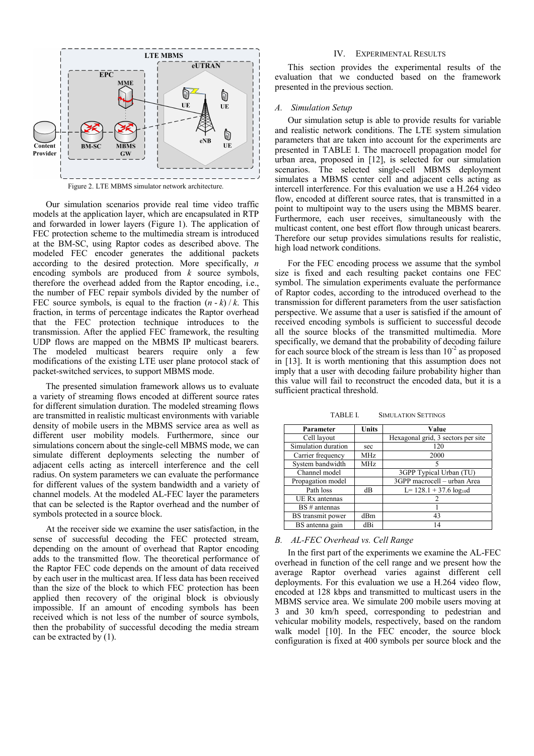Figure 2. LTE MBMS simulator network architecture.

Our simulation scenarios provide real time video traffic models at the application layer, which are encapsulated in RTP and forwarded in lower layers (Figure 1). The application of FEC protection scheme to the multimedia stream is introduced at the BM-SC, using Raptor codes as described above. The modeled FEC encoder generates the additional packets according to the desired protection. More specifically, $n$ encoding symbols are produced from $k$ source symbols, therefore the overhead added from the Raptor encoding, i.e., the number of FEC repair symbols divided by the number of FEC source symbols, is equal to the fraction $(n - k) / k$. This fraction, in terms of percentage indicates the Raptor overhead that the FEC protection technique introduces to the transmission. After the applied FEC framework, the resulting UDP flows are mapped on the MBMS IP multicast bearers. The modeled multicast bearers require only a few modifications of the existing LTE user plane protocol stack of packet-switched services, to support MBMS mode.

The presented simulation framework allows us to evaluate a variety of streaming flows encoded at different source rates for different simulation duration. The modeled streaming flows are transmitted in realistic multicast environments with variable density of mobile users in the MBMS service area as well as different user mobility models. Furthermore, since our simulations concern about the single-cell MBMS mode, we can simulate different deployments selecting the number of adjacent cells acting as intercell interference and the cell radius. On system parameters we can evaluate the performance for different values of the system bandwidth and a variety of channel models. At the modeled AL-FEC layer the parameters that can be selected is the Raptor overhead and the number of symbols protected in a source block.

At the receiver side we examine the user satisfaction, in the sense of successful decoding the FEC protected stream, depending on the amount of overhead that Raptor encoding adds to the transmitted flow. The theoretical performance of the Raptor FEC code depends on the amount of data received by each user in the multicast area. If less data has been received than the size of the block to which FEC protection has been applied then recovery of the original block is obviously impossible. If an amount of encoding symbols has been received which is not less of the number of source symbols, then the probability of successful decoding the media stream can be extracted by (1).

## IV. Experimental Results

This section provides the experimental results of the evaluation that we conducted based on the framework presented in the previous section.

### *A. Simulation Setup*

Our simulation setup is able to provide results for variable and realistic network conditions. The LTE system simulation parameters that are taken into account for the experiments are presented in TABLE I. The macrocell propagation model for urban area, proposed in [12], is selected for our simulation scenarios. The selected single-cell MBMS deployment simulates a MBMS center cell and adjacent cells acting as intercell interference. For this evaluation we use a H.264 video flow, encoded at different source rates, that is transmitted in a point to multipoint way to the users using the MBMS bearer. Furthermore, each user receives, simultaneously with the multicast content, one best effort flow through unicast bearers. Therefore our setup provides simulations results for realistic, high load network conditions.

For the FEC encoding process we assume that the symbol size is fixed and each resulting packet contains one FEC symbol. The simulation experiments evaluate the performance of Raptor codes, according to the introduced overhead to the transmission for different parameters from the user satisfaction perspective. We assume that a user is satisfied if the amount of received encoding symbols is sufficient to successful decode all the source blocks of the transmitted multimedia. More specifically, we demand that the probability of decoding failure for each source block of the stream is less than $10^{-2}$ as proposed in [13]. It is worth mentioning that this assumption does not imply that a user with decoding failure probability higher than this value will fail to reconstruct the encoded data, but it is a sufficient practical threshold.

TABLE I. Simulation Settings

| Parameter | Units | Value |
|---|---|---|
| Cell layout | | Hexagonal grid, 3 sectors per site |
| Simulation duration | sec | 120 |
| Carrier frequency | MHz | 2000 |
| System bandwidth | MHz | 5 |
| Channel model | | 3GPP Typical Urban (TU) |
| Propagation model | | 3GPP macrocell – urban Area |
| Path loss | dB | $L = 128.1 + 37.6 \log_{10}d$ |
| UE Rx antennas | | 2 |
| BS # antennas | | 1 |
| BS transmit power | dBm | 43 |
| BS antenna gain | dBi | 14 |

### *B. AL-FEC Overhead vs. Cell Range*

In the first part of the experiments we examine the AL-FEC overhead in function of the cell range and we present how the average Raptor overhead varies against different cell deployments. For this evaluation we use a H.264 video flow, encoded at 128 kbps and transmitted to multicast users in the MBMS service area. We simulate 200 mobile users moving at 3 and 30 km/h speed, corresponding to pedestrian and vehicular mobility models, respectively, based on the random walk model [10]. In the FEC encoder, the source block configuration is fixed at 400 symbols per source block and the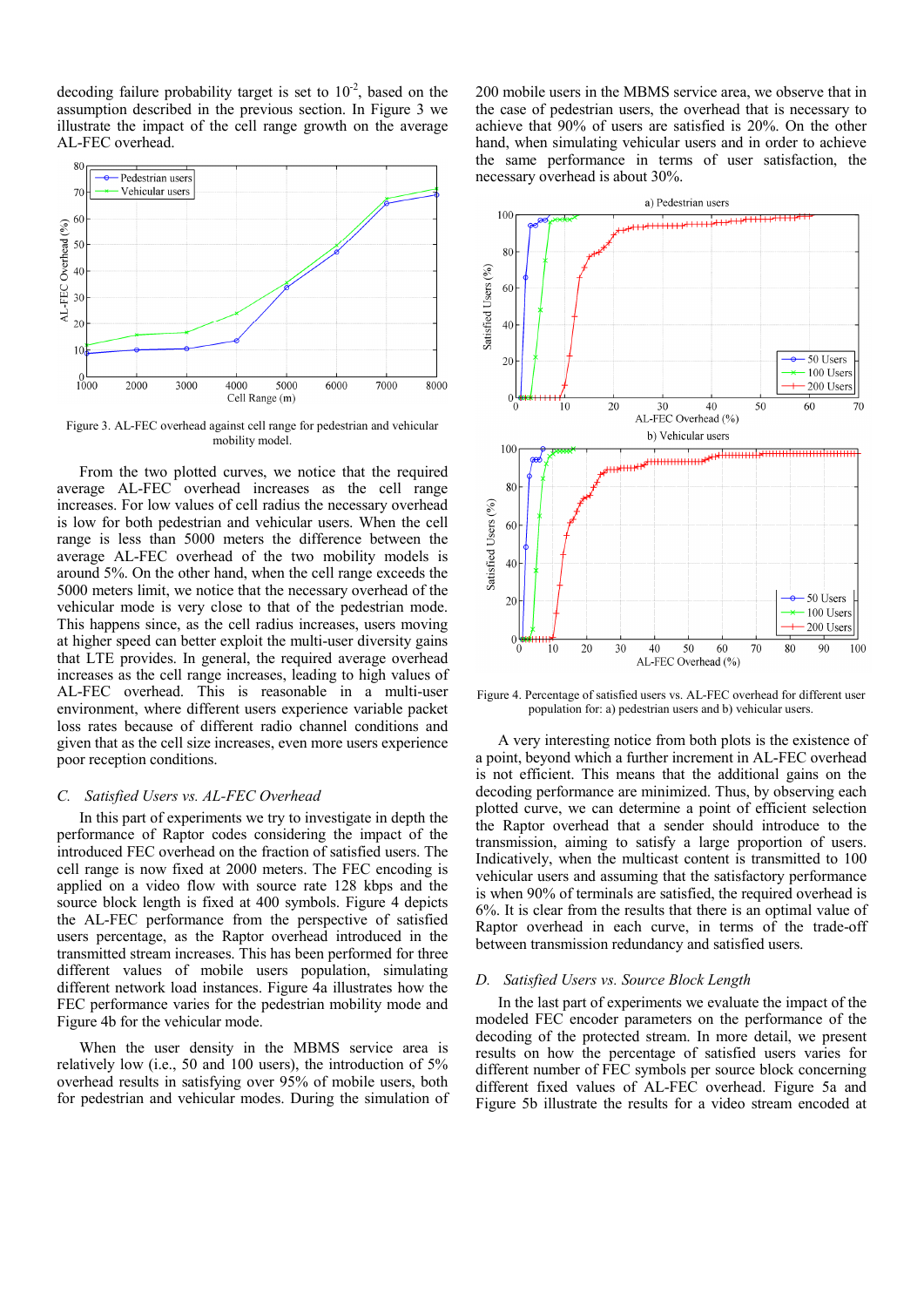decoding failure probability target is set to $10^{-2}$, based on the assumption described in the previous section. In Figure 3 we illustrate the impact of the cell range growth on the average AL-FEC overhead.

Figure 3. AL-FEC overhead against cell range for pedestrian and vehicular mobility model.

From the two plotted curves, we notice that the required average AL-FEC overhead increases as the cell range increases. For low values of cell radius the necessary overhead is low for both pedestrian and vehicular users. When the cell range is less than 5000 meters the difference between the average AL-FEC overhead of the two mobility models is around 5%. On the other hand, when the cell range exceeds the 5000 meters limit, we notice that the necessary overhead of the vehicular mode is very close to that of the pedestrian mode. This happens since, as the cell radius increases, users moving at higher speed can better exploit the multi-user diversity gains that LTE provides. In general, the required average overhead increases as the cell range increases, leading to high values of AL-FEC overhead. This is reasonable in a multi-user environment, where different users experience variable packet loss rates because of different radio channel conditions and given that as the cell size increases, even more users experience poor reception conditions.

### C. *Satisfied Users vs. AL-FEC Overhead*

In this part of experiments we try to investigate in depth the performance of Raptor codes considering the impact of the introduced FEC overhead on the fraction of satisfied users. The cell range is now fixed at 2000 meters. The FEC encoding is applied on a video flow with source rate 128 kbps and the source block length is fixed at 400 symbols. Figure 4 depicts the AL-FEC performance from the perspective of satisfied users percentage, as the Raptor overhead introduced in the transmitted stream increases. This has been performed for three different values of mobile users population, simulating different network load instances. Figure 4a illustrates how the FEC performance varies for the pedestrian mobility mode and Figure 4b for the vehicular mode.

When the user density in the MBMS service area is relatively low (i.e., 50 and 100 users), the introduction of 5% overhead results in satisfying over 95% of mobile users, both for pedestrian and vehicular modes. During the simulation of 200 mobile users in the MBMS service area, we observe that in the case of pedestrian users, the overhead that is necessary to achieve that 90% of users are satisfied is 20%. On the other hand, when simulating vehicular users and in order to achieve the same performance in terms of user satisfaction, the necessary overhead is about 30%.

Figure 4. Percentage of satisfied users vs. AL-FEC overhead for different user population for: a) pedestrian users and b) vehicular users.

A very interesting notice from both plots is the existence of a point, beyond which a further increment in AL-FEC overhead is not efficient. This means that the additional gains on the decoding performance are minimized. Thus, by observing each plotted curve, we can determine a point of efficient selection the Raptor overhead that a sender should introduce to the transmission, aiming to satisfy a large proportion of users. Indicatively, when the multicast content is transmitted to 100 vehicular users and assuming that the satisfactory performance is when 90% of terminals are satisfied, the required overhead is 6%. It is clear from the results that there is an optimal value of Raptor overhead in each curve, in terms of the trade-off between transmission redundancy and satisfied users.

### D. *Satisfied Users vs. Source Block Length*

In the last part of experiments we evaluate the impact of the modeled FEC encoder parameters on the performance of the decoding of the protected stream. In more detail, we present results on how the percentage of satisfied users varies for different number of FEC symbols per source block concerning different fixed values of AL-FEC overhead. Figure 5a and Figure 5b illustrate the results for a video stream encoded at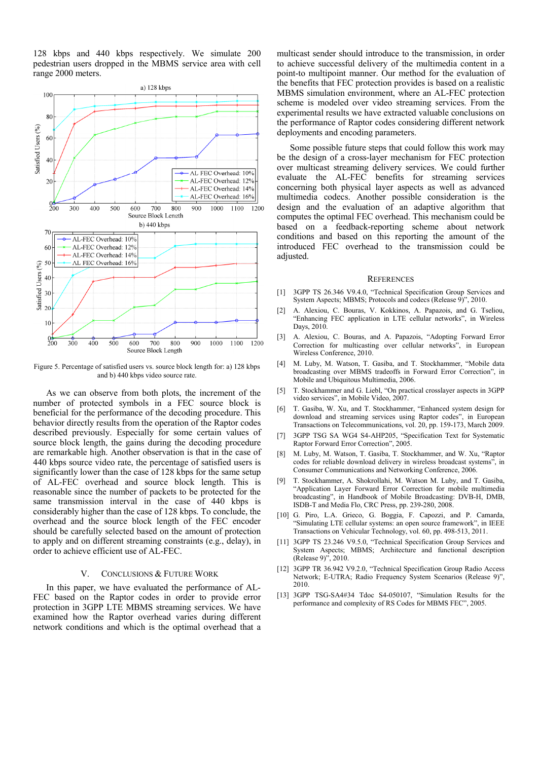128 kbps and 440 kbps respectively. We simulate 200 pedestrian users dropped in the MBMS service area with cell range 2000 meters.

a) 128 kbps

Satisfied Users (%)

100
80
60
40
20
0

200 300 400 500 600 700 800 900 1000 1100 1200

Source Block Length

AL FEC Overhead: 10%
AL-FEC Overhead: 12%
AL-FEC Overhead: 14%
AL-FEC Overhead: 16%

b) 440 kbps

Satisfied Users (%)

70
60
50
40
30
20
10
0

200 300 400 500 600 700 800 900 1000 1100 1200

Source Block Length

AL-FEC Overhead: 10%
AL-FEC Overhead: 12%
AL-FEC Overhead: 14%
AL FEC Overhead: 16%

Figure 5. Percentage of satisfied users vs. source block length for: a) 128 kbps and b) 440 kbps video source rate.

As we can observe from both plots, the increment of the number of protected symbols in a FEC source block is beneficial for the performance of the decoding procedure. This behavior directly results from the operation of the Raptor codes described previously. Especially for some certain values of source block length, the gains during the decoding procedure are remarkable high. Another observation is that in the case of 440 kbps source video rate, the percentage of satisfied users is significantly lower than the case of 128 kbps for the same setup of AL-FEC overhead and source block length. This is reasonable since the number of packets to be protected for the same transmission interval in the case of 440 kbps is considerably higher than the case of 128 kbps. To conclude, the overhead and the source block length of the FEC encoder should be carefully selected based on the amount of protection to apply and on different streaming constraints (e.g., delay), in order to achieve efficient use of AL-FEC.

## V. Conclusions & Future Work

In this paper, we have evaluated the performance of AL-FEC based on the Raptor codes in order to provide error protection in 3GPP LTE MBMS streaming services. We have examined how the Raptor overhead varies during different network conditions and which is the optimal overhead that a multicast sender should introduce to the transmission, in order to achieve successful delivery of the multimedia content in a point-to multipoint manner. Our method for the evaluation of the benefits that FEC protection provides is based on a realistic MBMS simulation environment, where an AL-FEC protection scheme is modeled over video streaming services. From the experimental results we have extracted valuable conclusions on the performance of Raptor codes considering different network deployments and encoding parameters.

Some possible future steps that could follow this work may be the design of a cross-layer mechanism for FEC protection over multicast streaming delivery services. We could further evaluate the AL-FEC benefits for streaming services concerning both physical layer aspects as well as advanced multimedia codecs. Another possible consideration is the design and the evaluation of an adaptive algorithm that computes the optimal FEC overhead. This mechanism could be based on a feedback-reporting scheme about network conditions and based on this reporting the amount of the introduced FEC overhead to the transmission could be adjusted.

## References

[1] 3GPP TS 26.346 V9.4.0, "Technical Specification Group Services and System Aspects; MBMS; Protocols and codecs (Release 9)", 2010.

[2] A. Alexiou, C. Bouras, V. Kokkinos, A. Papazois, and G. Tseliou, "Enhancing FEC application in LTE cellular networks", in Wireless Days, 2010.

[3] A. Alexiou, C. Bouras, and A. Papazois, "Adopting Forward Error Correction for multicasting over cellular networks", in European Wireless Conference, 2010.

[4] M. Luby, M. Watson, T. Gasiba, and T. Stockhammer, "Mobile data broadcasting over MBMS tradeoffs in Forward Error Correction", in Mobile and Ubiquitous Multimedia, 2006.

[5] T. Stockhammer and G. Liebl, "On practical crosslayer aspects in 3GPP video services", in Mobile Video, 2007.

[6] T. Gasiba, W. Xu, and T. Stockhammer, "Enhanced system design for download and streaming services using Raptor codes", in European Transactions on Telecommunications, vol. 20, pp. 159-173, March 2009.

[7] 3GPP TSG SA WG4 S4-AHP205, "Specification Text for Systematic Raptor Forward Error Correction", 2005.

[8] M. Luby, M. Watson, T. Gasiba, T. Stockhammer, and W. Xu, "Raptor codes for reliable download delivery in wireless broadcast systems", in Consumer Communications and Networking Conference, 2006.

[9] T. Stockhammer, A. Shokrollahi, M. Watson M. Luby, and T. Gasiba, "Application Layer Forward Error Correction for mobile multimedia broadcasting", in Handbook of Mobile Broadcasting: DVB-H, DMB, ISDB-T and Media Flo, CRC Press, pp. 239-280, 2008.

[10] G. Piro, L.A. Grieco, G. Boggia, F. Capozzi, and P. Camarda, "Simulating LTE cellular systems: an open source framework", in IEEE Transactions on Vehicular Technology, vol. 60, pp. 498-513, 2011.

[11] 3GPP TS 23.246 V9.5.0, "Technical Specification Group Services and System Aspects; MBMS; Architecture and functional description (Release 9)", 2010.

[12] 3GPP TR 36.942 V9.2.0, "Technical Specification Group Radio Access Network; E-UTRA; Radio Frequency System Scenarios (Release 9)", 2010.

[13] 3GPP TSG-SA4#34 Tdoc S4-050107, "Simulation Results for the performance and complexity of RS Codes for MBMS FEC", 2005.